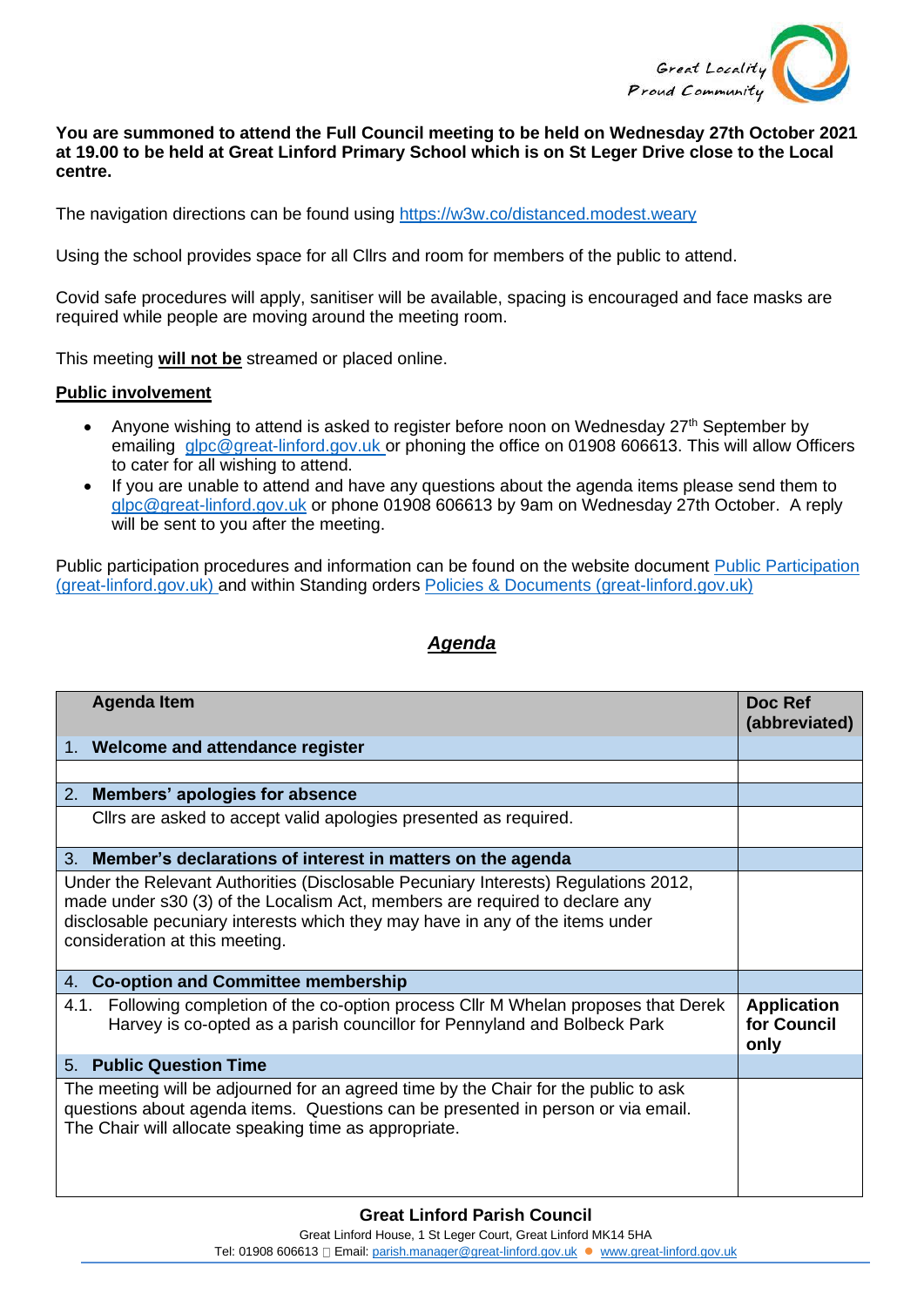**You are summoned to attend the Full Council meeting to be held on Wednesday 27th October 2021 at 19.00 to be held at Great Linford Primary School which is on St Leger Drive close to the Local centre.**

The navigation directions can be found using https://w3w.co/distanced.modest.weary

Using the school provides space for all Cllrs and room for members of the public to attend.

Covid safe procedures will apply, sanitiser will be available, spacing is encouraged and face masks are required while people are moving around the meeting room.

This meeting **will not be** streamed or placed online.

**Public involvement**

- Anyone wishing to attend is asked to register before noon on Wednesday 27th September by emailing glpc@great-linford.gov.uk or phoning the office on 01908 606613. This will allow Officers to cater for all wishing to attend.
- If you are unable to attend and have any questions about the agenda items please send them to glpc@great-linford.gov.uk or phone 01908 606613 by 9am on Wednesday 27th October. A reply will be sent to you after the meeting.

Public participation procedures and information can be found on the website document Public Participation (great-linford.gov.uk) and within Standing orders Policies & Documents (great-linford.gov.uk)

## *Agenda*

| Agenda Item | Doc Ref (abbreviated) |
|---|---|
| 1. **Welcome and attendance register** | |
| | |
| 2. **Members' apologies for absence** | |
| Cllrs are asked to accept valid apologies presented as required. | |
| 3. **Member's declarations of interest in matters on the agenda** | |
| Under the Relevant Authorities (Disclosable Pecuniary Interests) Regulations 2012, made under s30 (3) of the Localism Act, members are required to declare any disclosable pecuniary interests which they may have in any of the items under consideration at this meeting. | |
| 4. **Co-option and Committee membership** | |
| 4.1. Following completion of the co-option process Cllr M Whelan proposes that Derek Harvey is co-opted as a parish councillor for Pennyland and Bolbeck Park | **Application for Council only** |
| 5. **Public Question Time** | |
| The meeting will be adjourned for an agreed time by the Chair for the public to ask questions about agenda items. Questions can be presented in person or via email. The Chair will allocate speaking time as appropriate. | |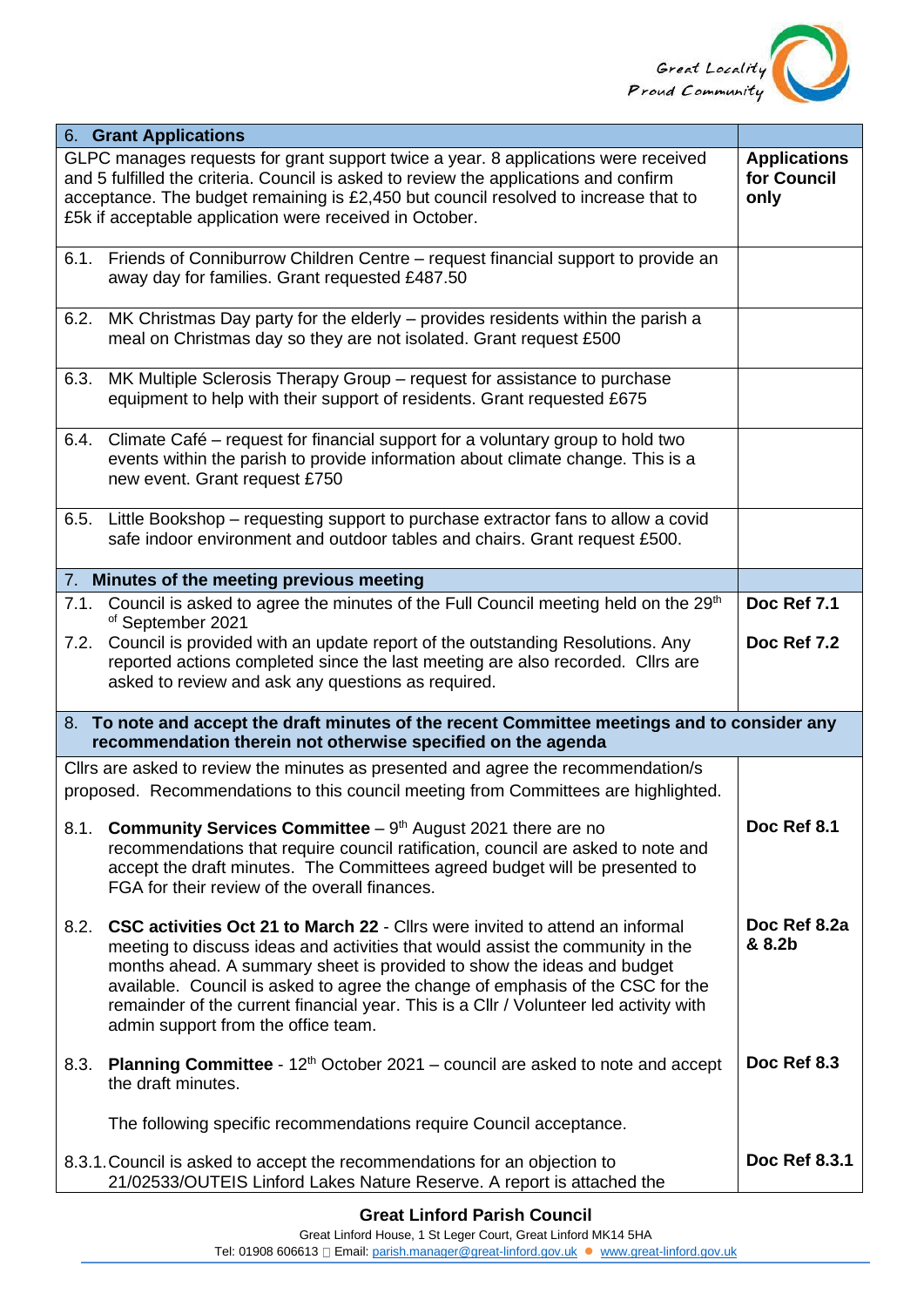| 6. **Grant Applications** | |
|---|---|
| GLPC manages requests for grant support twice a year. 8 applications were received and 5 fulfilled the criteria. Council is asked to review the applications and confirm acceptance. The budget remaining is £2,450 but council resolved to increase that to £5k if acceptable application were received in October. | **Applications for Council only** |
| 6.1. Friends of Conniburrow Children Centre – request financial support to provide an away day for families. Grant requested £487.50 | |
| 6.2. MK Christmas Day party for the elderly – provides residents within the parish a meal on Christmas day so they are not isolated. Grant request £500 | |
| 6.3. MK Multiple Sclerosis Therapy Group – request for assistance to purchase equipment to help with their support of residents. Grant requested £675 | |
| 6.4. Climate Café – request for financial support for a voluntary group to hold two events within the parish to provide information about climate change. This is a new event. Grant request £750 | |
| 6.5. Little Bookshop – requesting support to purchase extractor fans to allow a covid safe indoor environment and outdoor tables and chairs. Grant request £500. | |
| 7. **Minutes of the meeting previous meeting** | |
| 7.1. Council is asked to agree the minutes of the Full Council meeting held on the 29th of September 2021 | **Doc Ref 7.1** |
| 7.2. Council is provided with an update report of the outstanding Resolutions. Any reported actions completed since the last meeting are also recorded. Cllrs are asked to review and ask any questions as required. | **Doc Ref 7.2** |
| 8. **To note and accept the draft minutes of the recent Committee meetings and to consider any recommendation therein not otherwise specified on the agenda** | |
| Cllrs are asked to review the minutes as presented and agree the recommendation/s proposed. Recommendations to this council meeting from Committees are highlighted. | |
| 8.1. **Community Services Committee** – 9th August 2021 there are no recommendations that require council ratification, council are asked to note and accept the draft minutes. The Committees agreed budget will be presented to FGA for their review of the overall finances. | **Doc Ref 8.1** |
| 8.2. **CSC activities Oct 21 to March 22** - Cllrs were invited to attend an informal meeting to discuss ideas and activities that would assist the community in the months ahead. A summary sheet is provided to show the ideas and budget available. Council is asked to agree the change of emphasis of the CSC for the remainder of the current financial year. This is a Cllr / Volunteer led activity with admin support from the office team. | **Doc Ref 8.2a & 8.2b** |
| 8.3. **Planning Committee** - 12th October 2021 – council are asked to note and accept the draft minutes. | **Doc Ref 8.3** |
| The following specific recommendations require Council acceptance. | |
| 8.3.1. Council is asked to accept the recommendations for an objection to 21/02533/OUTEIS Linford Lakes Nature Reserve. A report is attached the | **Doc Ref 8.3.1** |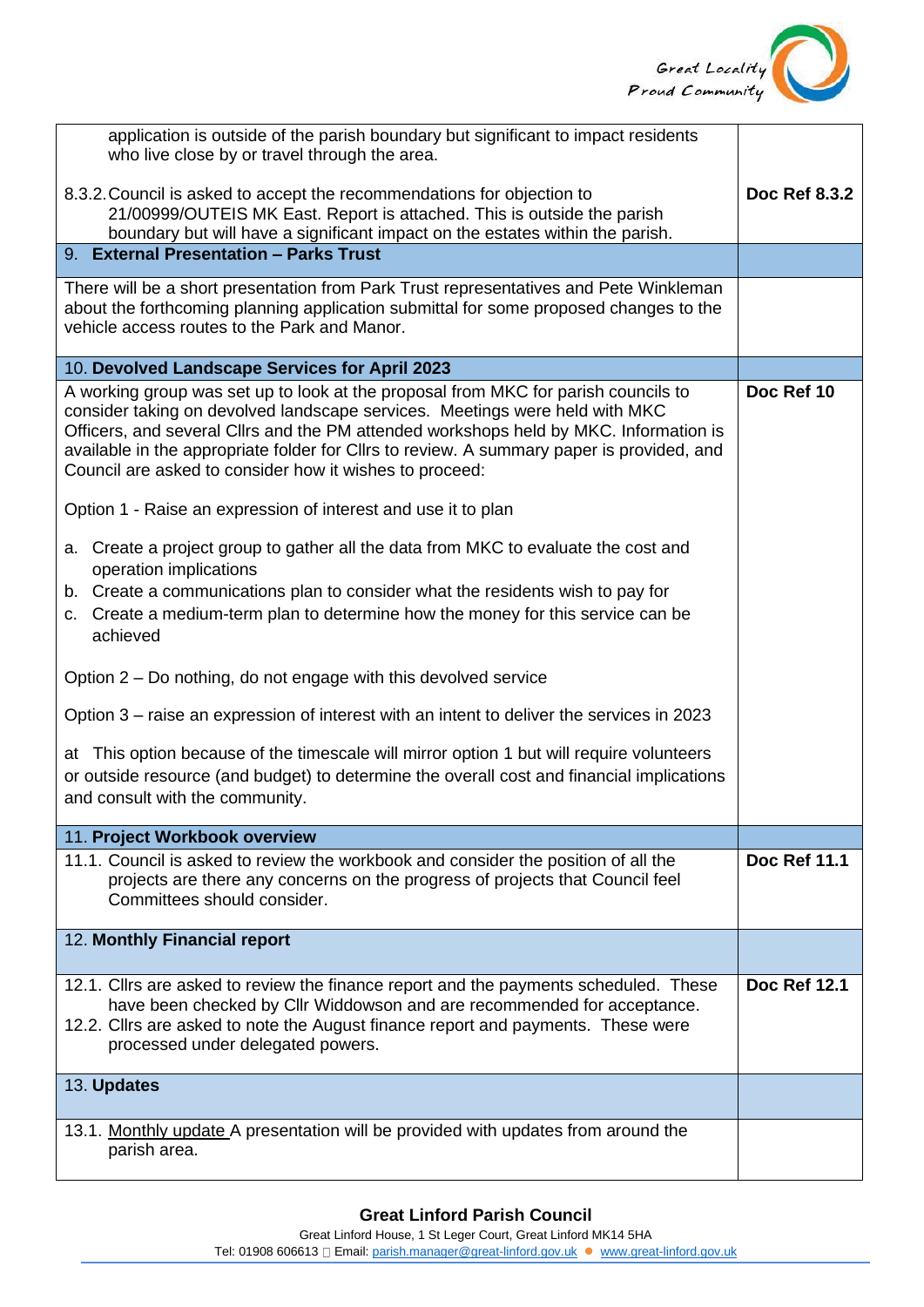| | |
|---|---|
| application is outside of the parish boundary but significant to impact residents who live close by or travel through the area.<br><br>8.3.2. Council is asked to accept the recommendations for objection to 21/00999/OUTEIS MK East. Report is attached. This is outside the parish boundary but will have a significant impact on the estates within the parish. | **Doc Ref 8.3.2** |
| 9. **External Presentation – Parks Trust** | |
| There will be a short presentation from Park Trust representatives and Pete Winkleman about the forthcoming planning application submittal for some proposed changes to the vehicle access routes to the Park and Manor. | |
| 10. **Devolved Landscape Services for April 2023** | |
| A working group was set up to look at the proposal from MKC for parish councils to consider taking on devolved landscape services. Meetings were held with MKC Officers, and several Cllrs and the PM attended workshops held by MKC. Information is available in the appropriate folder for Cllrs to review. A summary paper is provided, and Council are asked to consider how it wishes to proceed:<br><br>Option 1 - Raise an expression of interest and use it to plan<br><br>a. Create a project group to gather all the data from MKC to evaluate the cost and operation implications<br>b. Create a communications plan to consider what the residents wish to pay for<br>c. Create a medium-term plan to determine how the money for this service can be achieved<br><br>Option 2 – Do nothing, do not engage with this devolved service<br><br>Option 3 – raise an expression of interest with an intent to deliver the services in 2023<br><br>at This option because of the timescale will mirror option 1 but will require volunteers or outside resource (and budget) to determine the overall cost and financial implications and consult with the community. | **Doc Ref 10** |
| 11. **Project Workbook overview** | |
| 11.1. Council is asked to review the workbook and consider the position of all the projects are there any concerns on the progress of projects that Council feel Committees should consider. | **Doc Ref 11.1** |
| 12. **Monthly Financial report** | |
| 12.1. Cllrs are asked to review the finance report and the payments scheduled. These have been checked by Cllr Widdowson and are recommended for acceptance.<br>12.2. Cllrs are asked to note the August finance report and payments. These were processed under delegated powers. | **Doc Ref 12.1** |
| 13. **Updates** | |
| 13.1. Monthly update A presentation will be provided with updates from around the parish area. | |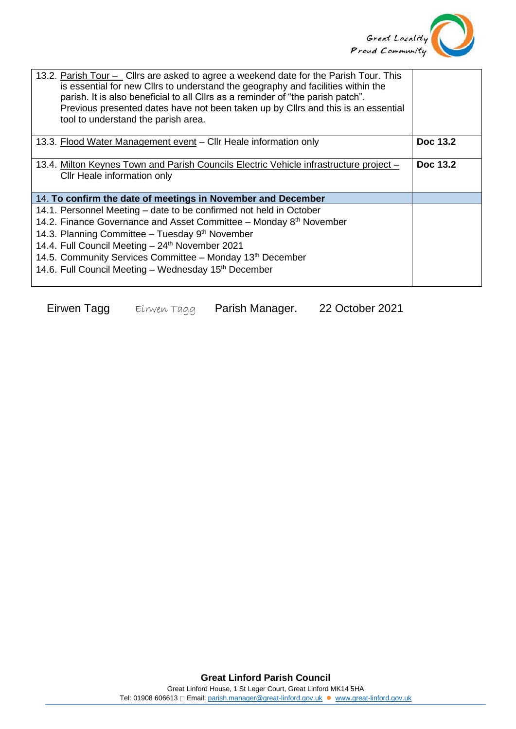| | |
|---|---|
| 13.2. Parish Tour – Cllrs are asked to agree a weekend date for the Parish Tour. This is essential for new Cllrs to understand the geography and facilities within the parish. It is also beneficial to all Cllrs as a reminder of "the parish patch". Previous presented dates have not been taken up by Cllrs and this is an essential tool to understand the parish area. | |
| 13.3. Flood Water Management event – Cllr Heale information only | **Doc 13.2** |
| 13.4. Milton Keynes Town and Parish Councils Electric Vehicle infrastructure project – Cllr Heale information only | **Doc 13.2** |
| 14. **To confirm the date of meetings in November and December** | |
| 14.1. Personnel Meeting – date to be confirmed not held in October<br>14.2. Finance Governance and Asset Committee – Monday 8th November<br>14.3. Planning Committee – Tuesday 9th November<br>14.4. Full Council Meeting – 24th November 2021<br>14.5. Community Services Committee – Monday 13th December<br>14.6. Full Council Meeting – Wednesday 15th December | |

Eirwen Tagg    *Eirwen Tagg*    Parish Manager.    22 October 2021